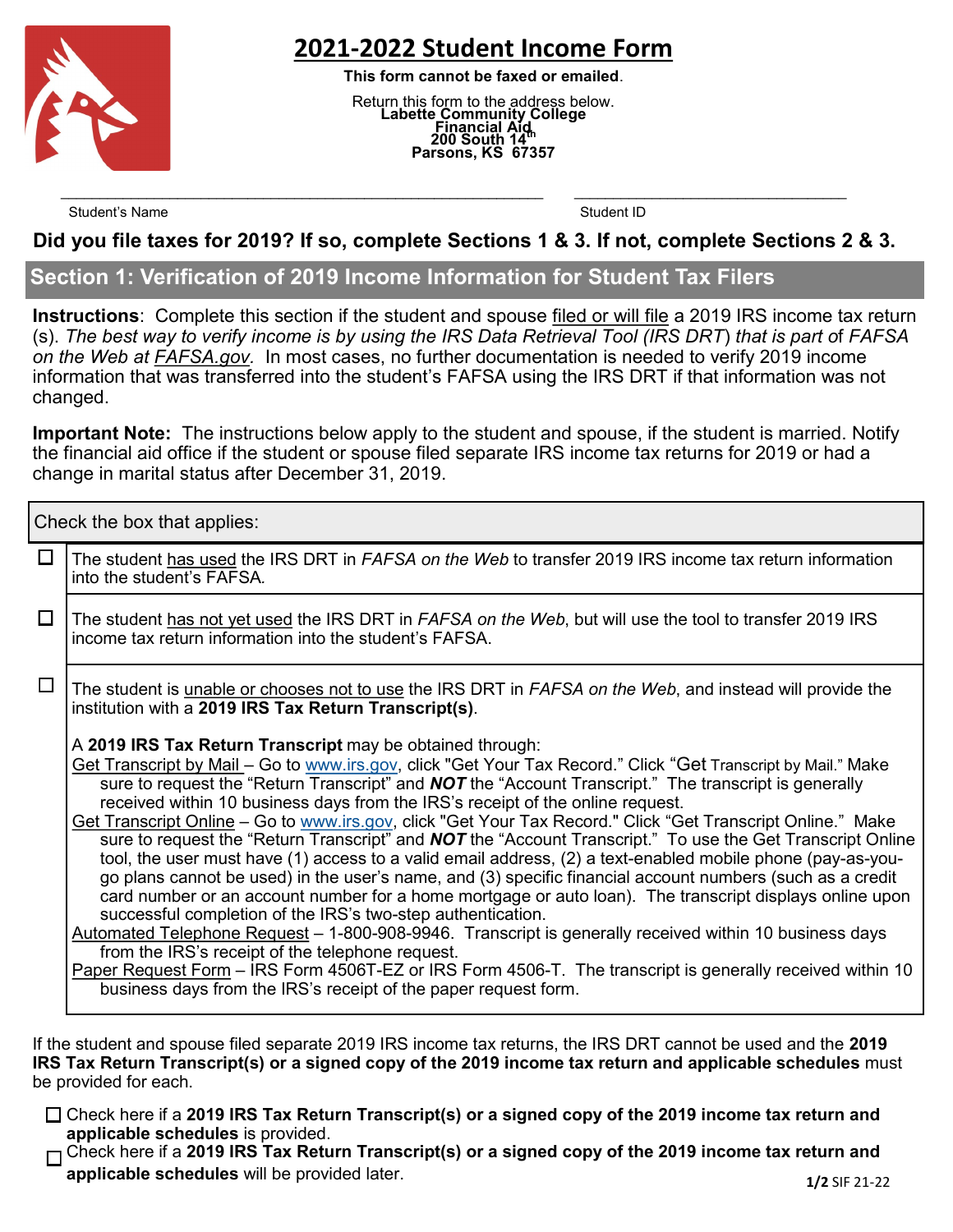# 2021-2022 Student Income Form

**This form cannot be faxed or emailed**.

Return this form to the address below.
**Labette Community College**
**Financial Aid**
**200 South 14th**
**Parsons, KS 67357**

\_\_\_\_\_\_\_\_\_\_\_\_\_\_\_\_\_\_\_\_\_\_\_\_\_\_\_\_\_\_\_\_\_\_\_\_\_\_\_\_\_\_\_\_\_\_\_\_ \_\_\_\_\_\_\_\_\_\_\_\_\_\_\_\_\_\_\_\_\_\_\_\_\_\_\_\_
Student's Name Student ID

**Did you file taxes for 2019? If so, complete Sections 1 & 3. If not, complete Sections 2 & 3.**

## Section 1: Verification of 2019 Income Information for Student Tax Filers

**Instructions**: Complete this section if the student and spouse filed or will file a 2019 IRS income tax return (s). *The best way to verify income is by using the IRS Data Retrieval Tool (IRS DRT) that is part of FAFSA on the Web at FAFSA.gov.* In most cases, no further documentation is needed to verify 2019 income information that was transferred into the student's FAFSA using the IRS DRT if that information was not changed.

**Important Note:** The instructions below apply to the student and spouse, if the student is married. Notify the financial aid office if the student or spouse filed separate IRS income tax returns for 2019 or had a change in marital status after December 31, 2019.

Check the box that applies:

☐ The student has used the IRS DRT in *FAFSA on the Web* to transfer 2019 IRS income tax return information into the student's FAFSA.

☐ The student has not yet used the IRS DRT in *FAFSA on the Web*, but will use the tool to transfer 2019 IRS income tax return information into the student's FAFSA.

☐ The student is unable or chooses not to use the IRS DRT in *FAFSA on the Web*, and instead will provide the institution with a **2019 IRS Tax Return Transcript(s)**.

A **2019 IRS Tax Return Transcript** may be obtained through:

Get Transcript by Mail – Go to www.irs.gov, click "Get Your Tax Record." Click "Get Transcript by Mail." Make sure to request the "Return Transcript" and ***NOT*** the "Account Transcript." The transcript is generally received within 10 business days from the IRS's receipt of the online request.

Get Transcript Online – Go to www.irs.gov, click "Get Your Tax Record." Click "Get Transcript Online." Make sure to request the "Return Transcript" and ***NOT*** the "Account Transcript." To use the Get Transcript Online tool, the user must have (1) access to a valid email address, (2) a text-enabled mobile phone (pay-as-you-go plans cannot be used) in the user's name, and (3) specific financial account numbers (such as a credit card number or an account number for a home mortgage or auto loan). The transcript displays online upon successful completion of the IRS's two-step authentication.

Automated Telephone Request – 1-800-908-9946. Transcript is generally received within 10 business days from the IRS's receipt of the telephone request.

Paper Request Form – IRS Form 4506T-EZ or IRS Form 4506-T. The transcript is generally received within 10 business days from the IRS's receipt of the paper request form.

If the student and spouse filed separate 2019 IRS income tax returns, the IRS DRT cannot be used and the **2019 IRS Tax Return Transcript(s) or a signed copy of the 2019 income tax return and applicable schedules** must be provided for each.

☐ Check here if a **2019 IRS Tax Return Transcript(s) or a signed copy of the 2019 income tax return and applicable schedules** is provided.

☐ Check here if a **2019 IRS Tax Return Transcript(s) or a signed copy of the 2019 income tax return and applicable schedules** will be provided later.

SIF 21-22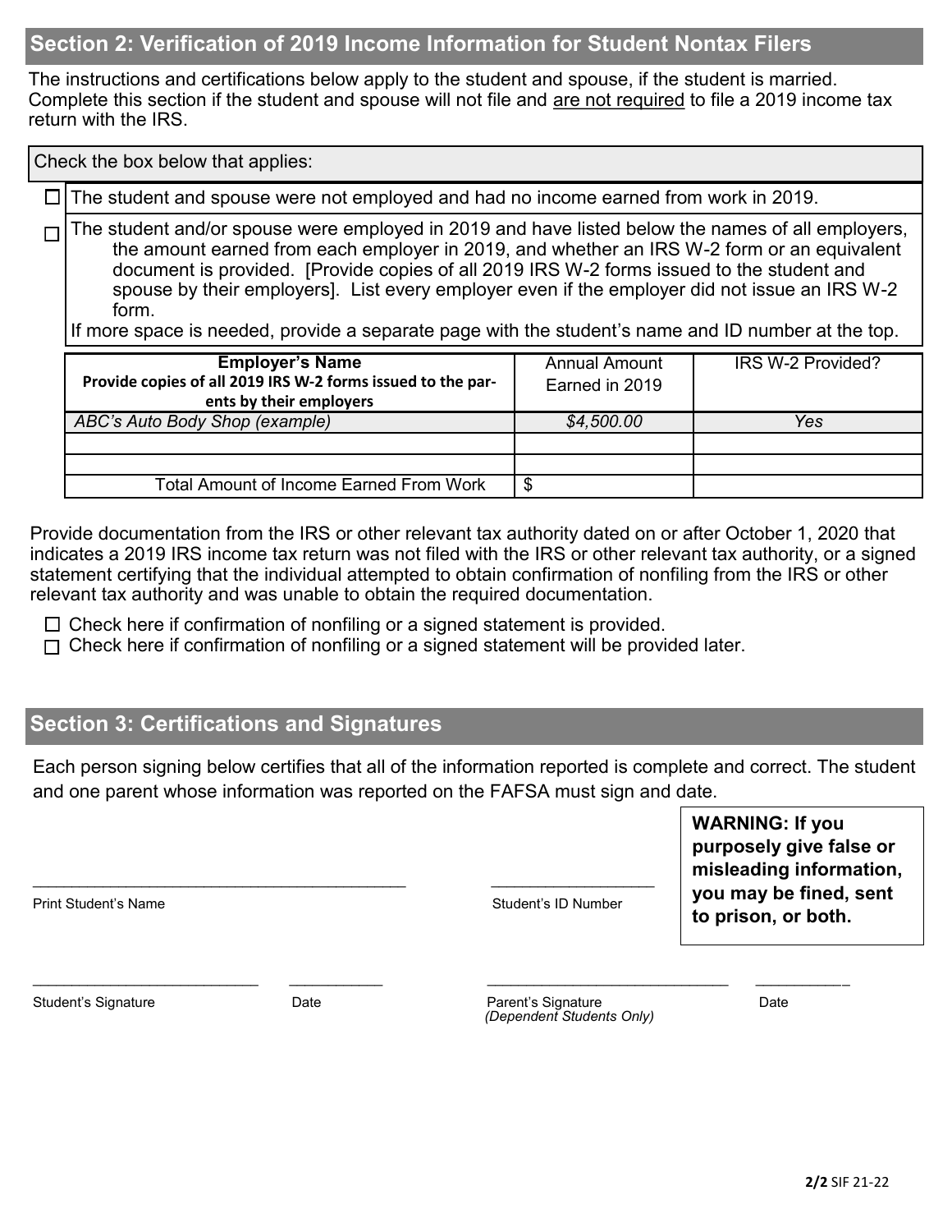## Section 2: Verification of 2019 Income Information for Student Nontax Filers

The instructions and certifications below apply to the student and spouse, if the student is married. Complete this section if the student and spouse will not file and are not required to file a 2019 income tax return with the IRS.

Check the box below that applies:

☐ The student and spouse were not employed and had no income earned from work in 2019.

☐ The student and/or spouse were employed in 2019 and have listed below the names of all employers, the amount earned from each employer in 2019, and whether an IRS W-2 form or an equivalent document is provided. [Provide copies of all 2019 IRS W-2 forms issued to the student and spouse by their employers]. List every employer even if the employer did not issue an IRS W-2 form.
If more space is needed, provide a separate page with the student's name and ID number at the top.

| Employer's Name<br>**Provide copies of all 2019 IRS W-2 forms issued to the parents by their employers** | Annual Amount Earned in 2019 | IRS W-2 Provided? |
|---|---|---|
| *ABC's Auto Body Shop (example)* | *$4,500.00* | *Yes* |
| | | |
| | | |
| Total Amount of Income Earned From Work | $ | |

Provide documentation from the IRS or other relevant tax authority dated on or after October 1, 2020 that indicates a 2019 IRS income tax return was not filed with the IRS or other relevant tax authority, or a signed statement certifying that the individual attempted to obtain confirmation of nonfiling from the IRS or other relevant tax authority and was unable to obtain the required documentation.

☐ Check here if confirmation of nonfiling or a signed statement is provided.
☐ Check here if confirmation of nonfiling or a signed statement will be provided later.

## Section 3: Certifications and Signatures

Each person signing below certifies that all of the information reported is complete and correct. The student and one parent whose information was reported on the FAFSA must sign and date.

**WARNING: If you purposely give false or misleading information, you may be fined, sent to prison, or both.**

\_\_\_\_\_\_\_\_\_\_\_\_\_\_\_\_\_\_\_\_\_\_\_\_\_\_\_\_\_\_\_\_\_\_\_\_\_\_\_\_
Print Student's Name

\_\_\_\_\_\_\_\_\_\_\_\_\_\_\_\_\_\_\_\_
Student's ID Number

\_\_\_\_\_\_\_\_\_\_\_\_\_\_\_\_\_\_\_\_\_\_\_\_\_\_
Student's Signature

\_\_\_\_\_\_\_\_\_\_\_
Date

\_\_\_\_\_\_\_\_\_\_\_\_\_\_\_\_\_\_\_\_\_\_\_\_\_\_\_\_
Parent's Signature
*(Dependent Students Only)*

\_\_\_\_\_\_\_\_\_\_\_
Date

SIF 21-22